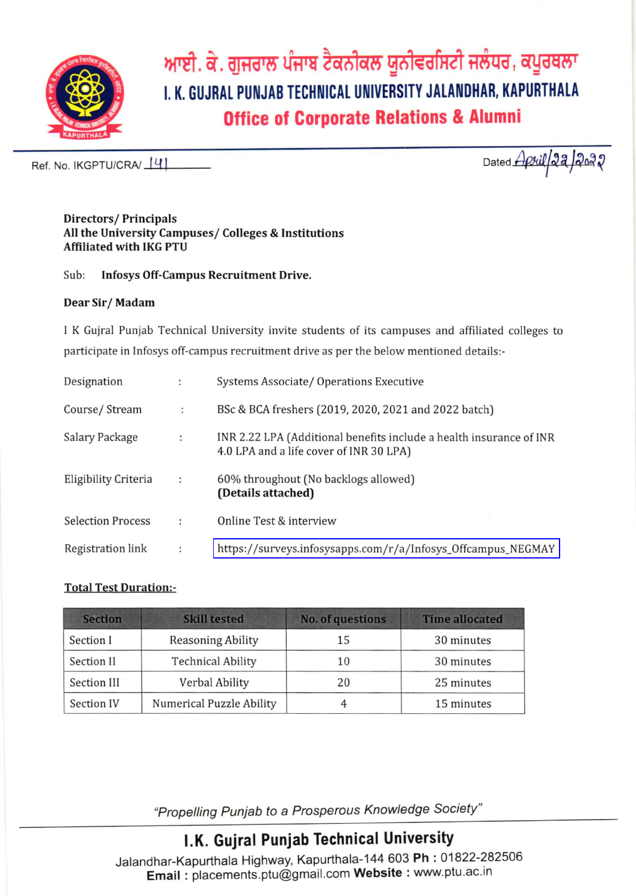# ਆਈ. ਕੇ. ਗੁਜਰਾਲ ਪੰਜਾਬ ਟੈਕਨੀਕਲ ਯੂਨੀਵਰਸਿਟੀ ਜਲੰਧਰ, ਕਪੂਰਥਲਾ

# I. K. GUJRAL PUNJAB TECHNICAL UNIVERSITY JALANDHAR, KAPURTHALA

## Office of Corporate Relations & Alumni

Ref. No. IKGPTU/CRA/ 141

Dated April/22/2022

**Directors/ Principals**
**All the University Campuses/ Colleges & Institutions**
**Affiliated with IKG PTU**

Sub: **Infosys Off-Campus Recruitment Drive.**

**Dear Sir/ Madam**

I K Gujral Punjab Technical University invite students of its campuses and affiliated colleges to participate in Infosys off-campus recruitment drive as per the below mentioned details:-

| | | |
|---|---|---|
| Designation | : | Systems Associate/ Operations Executive |
| Course/ Stream | : | BSc & BCA freshers (2019, 2020, 2021 and 2022 batch) |
| Salary Package | : | INR 2.22 LPA (Additional benefits include a health insurance of INR 4.0 LPA and a life cover of INR 30 LPA) |
| Eligibility Criteria | : | 60% throughout (No backlogs allowed) **(Details attached)** |
| Selection Process | : | Online Test & interview |
| Registration link | : | https://surveys.infosysapps.com/r/a/Infosys_Offcampus_NEGMAY |

**Total Test Duration:-**

| Section | Skill tested | No. of questions | Time allocated |
|---|---|---|---|
| Section I | Reasoning Ability | 15 | 30 minutes |
| Section II | Technical Ability | 10 | 30 minutes |
| Section III | Verbal Ability | 20 | 25 minutes |
| Section IV | Numerical Puzzle Ability | 4 | 15 minutes |

*"Propelling Punjab to a Prosperous Knowledge Society"*

**I.K. Gujral Punjab Technical University**
Jalandhar-Kapurthala Highway, Kapurthala-144 603 **Ph :** 01822-282506
**Email :** placements.ptu@gmail.com **Website :** www.ptu.ac.in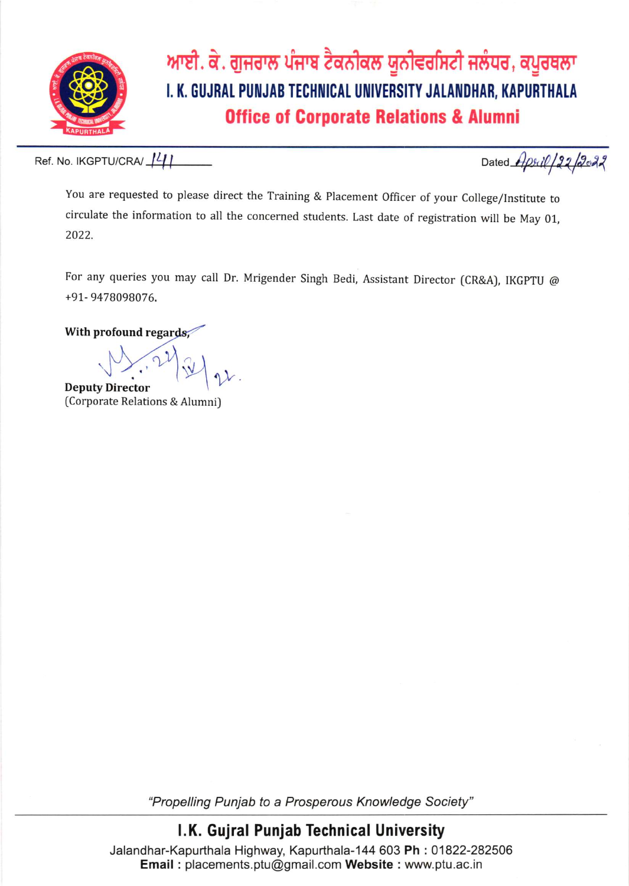# ਆਈ. ਕੇ. ਗੁਜਰਾਲ ਪੰਜਾਬ ਟੈਕਨੀਕਲ ਯੂਨੀਵਰਸਿਟੀ ਜਲੰਧਰ, ਕਪੂਰਥਲਾ

# I. K. GUJRAL PUNJAB TECHNICAL UNIVERSITY JALANDHAR, KAPURTHALA

## Office of Corporate Relations & Alumni

Ref. No. IKGPTU/CRA/ 141

Dated April/22/2022

You are requested to please direct the Training & Placement Officer of your College/Institute to circulate the information to all the concerned students. Last date of registration will be May 01, 2022.

For any queries you may call Dr. Mrigender Singh Bedi, Assistant Director (CR&A), IKGPTU @ +91- 9478098076.

**With profound regards,**

**Deputy Director**
(Corporate Relations & Alumni)

*"Propelling Punjab to a Prosperous Knowledge Society"*

**I.K. Gujral Punjab Technical University**
Jalandhar-Kapurthala Highway, Kapurthala-144 603 **Ph** : 01822-282506
**Email :** placements.ptu@gmail.com **Website :** www.ptu.ac.in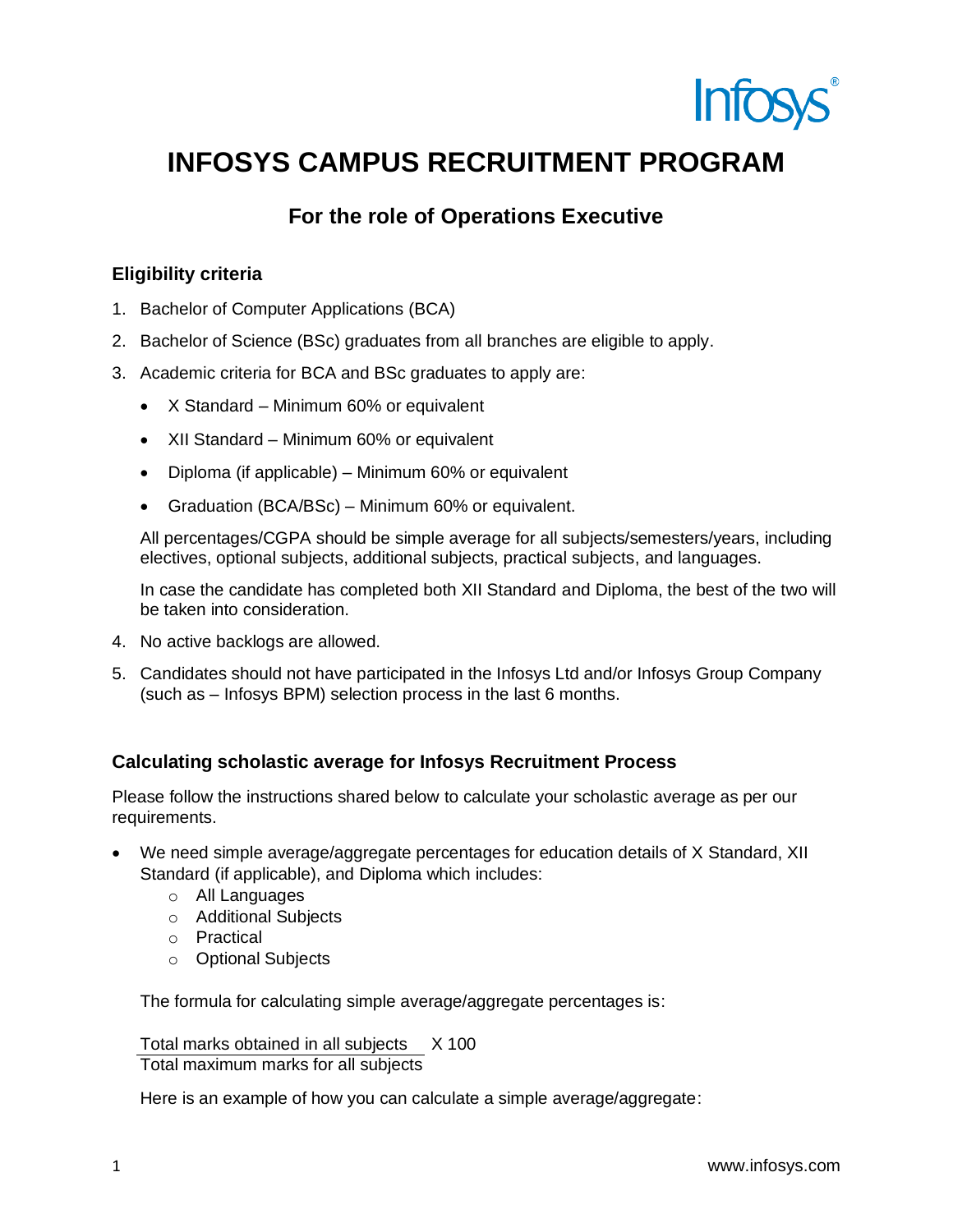# INFOSYS CAMPUS RECRUITMENT PROGRAM

## For the role of Operations Executive

### Eligibility criteria

1. Bachelor of Computer Applications (BCA)
2. Bachelor of Science (BSc) graduates from all branches are eligible to apply.
3. Academic criteria for BCA and BSc graduates to apply are:
   - X Standard – Minimum 60% or equivalent
   - XII Standard – Minimum 60% or equivalent
   - Diploma (if applicable) – Minimum 60% or equivalent
   - Graduation (BCA/BSc) – Minimum 60% or equivalent.

   All percentages/CGPA should be simple average for all subjects/semesters/years, including electives, optional subjects, additional subjects, practical subjects, and languages.

   In case the candidate has completed both XII Standard and Diploma, the best of the two will be taken into consideration.
4. No active backlogs are allowed.
5. Candidates should not have participated in the Infosys Ltd and/or Infosys Group Company (such as – Infosys BPM) selection process in the last 6 months.

### Calculating scholastic average for Infosys Recruitment Process

Please follow the instructions shared below to calculate your scholastic average as per our requirements.

- We need simple average/aggregate percentages for education details of X Standard, XII Standard (if applicable), and Diploma which includes:
  - All Languages
  - Additional Subjects
  - Practical
  - Optional Subjects

  The formula for calculating simple average/aggregate percentages is:

  $$\frac{\text{Total marks obtained in all subjects}}{\text{Total maximum marks for all subjects}} \times 100$$

  Here is an example of how you can calculate a simple average/aggregate: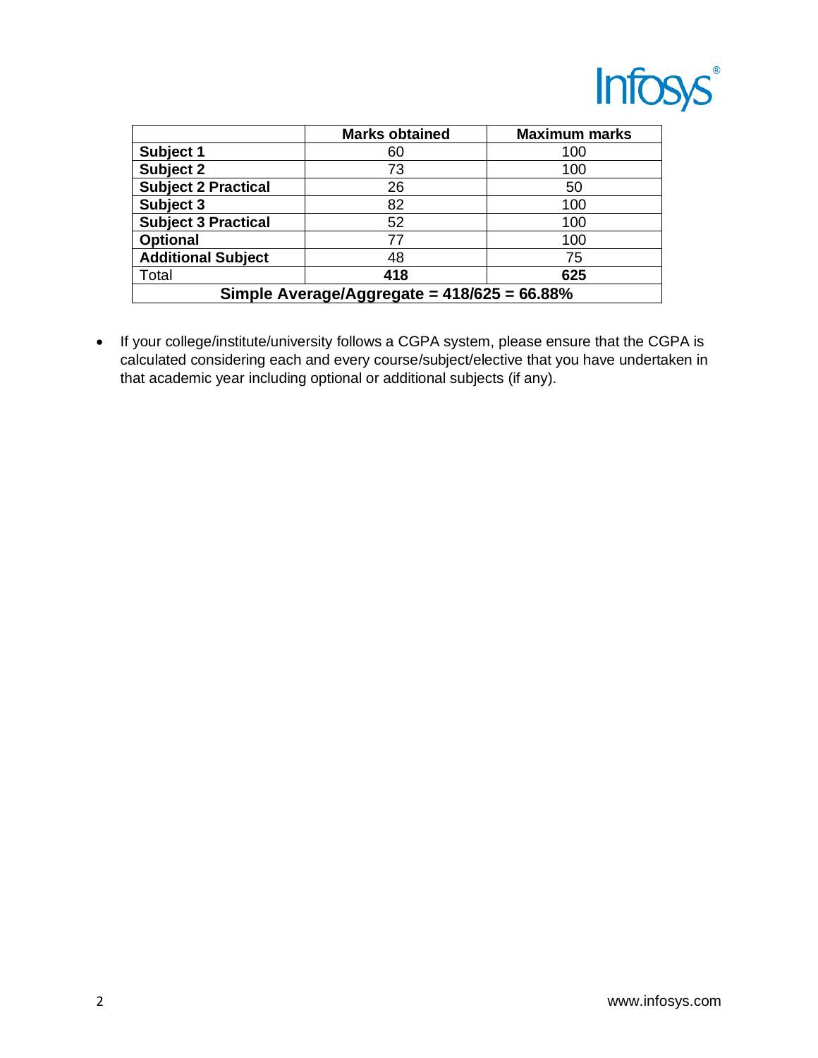| | Marks obtained | Maximum marks |
|---|---|---|
| **Subject 1** | 60 | 100 |
| **Subject 2** | 73 | 100 |
| **Subject 2 Practical** | 26 | 50 |
| **Subject 3** | 82 | 100 |
| **Subject 3 Practical** | 52 | 100 |
| **Optional** | 77 | 100 |
| **Additional Subject** | 48 | 75 |
| Total | **418** | **625** |
| **Simple Average/Aggregate = 418/625 = 66.88%** | | |

- If your college/institute/university follows a CGPA system, please ensure that the CGPA is calculated considering each and every course/subject/elective that you have undertaken in that academic year including optional or additional subjects (if any).